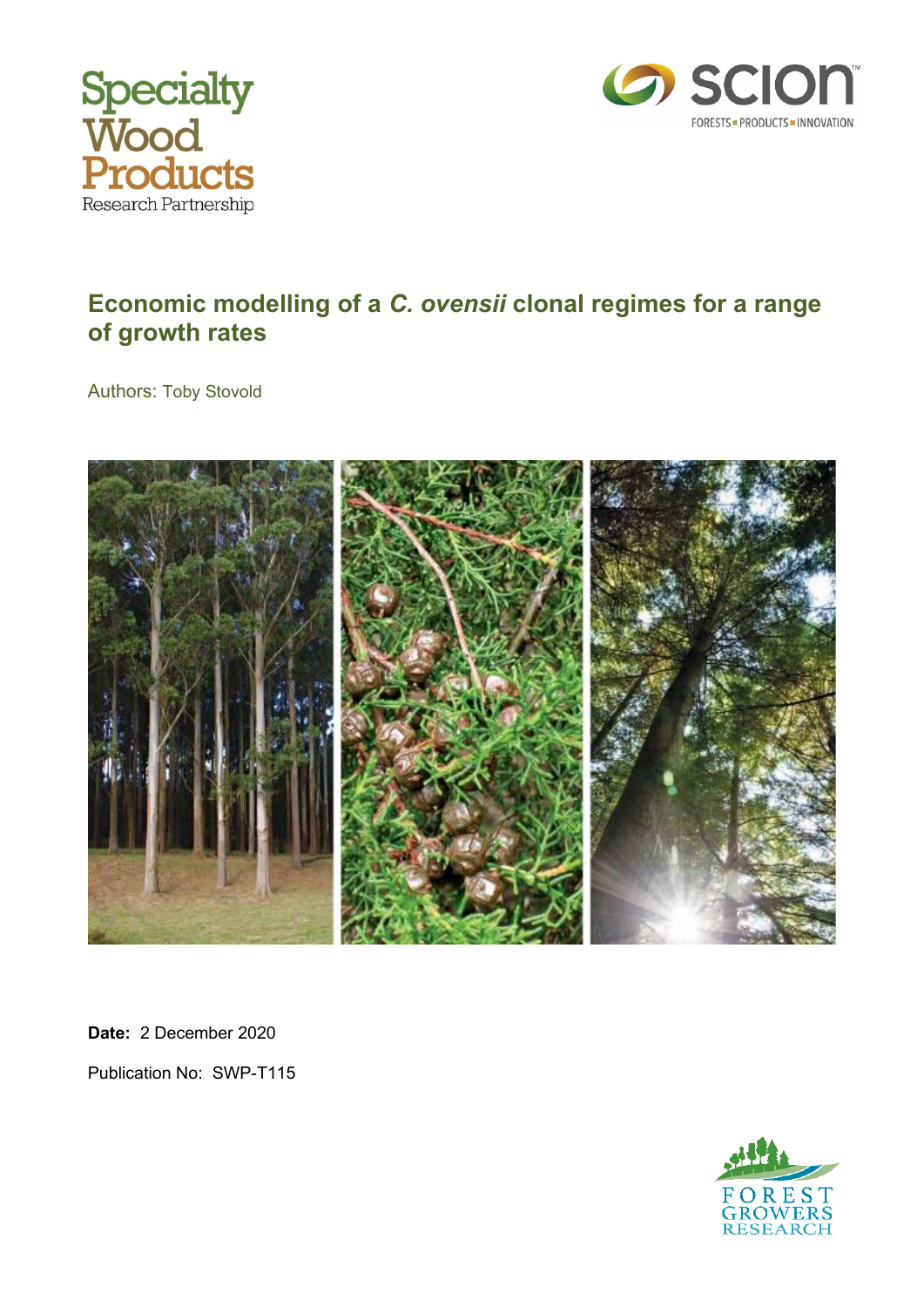Specialty Wood Products Research Partnership

# Economic modelling of a *C. ovensii* clonal regimes for a range of growth rates

Authors: Toby Stovold

**Date:** 2 December 2020

Publication No: SWP-T115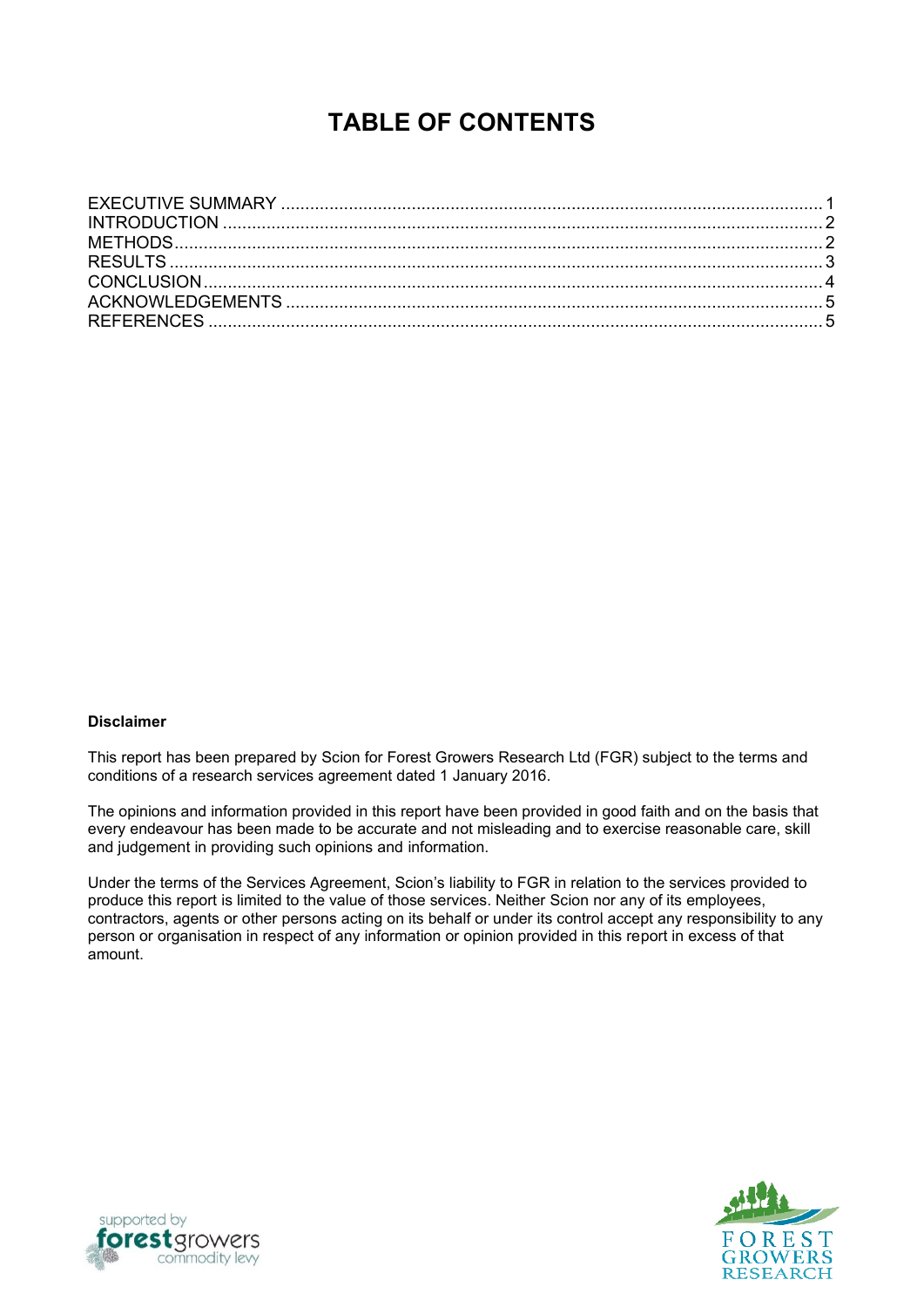# TABLE OF CONTENTS

EXECUTIVE SUMMARY ........ 1
INTRODUCTION ........ 2
METHODS ........ 2
RESULTS ........ 3
CONCLUSION ........ 4
ACKNOWLEDGEMENTS ........ 5
REFERENCES ........ 5

**Disclaimer**

This report has been prepared by Scion for Forest Growers Research Ltd (FGR) subject to the terms and conditions of a research services agreement dated 1 January 2016.

The opinions and information provided in this report have been provided in good faith and on the basis that every endeavour has been made to be accurate and not misleading and to exercise reasonable care, skill and judgement in providing such opinions and information.

Under the terms of the Services Agreement, Scion's liability to FGR in relation to the services provided to produce this report is limited to the value of those services. Neither Scion nor any of its employees, contractors, agents or other persons acting on its behalf or under its control accept any responsibility to any person or organisation in respect of any information or opinion provided in this report in excess of that amount.

supported by forestgrowers commodity levy

FOREST GROWERS RESEARCH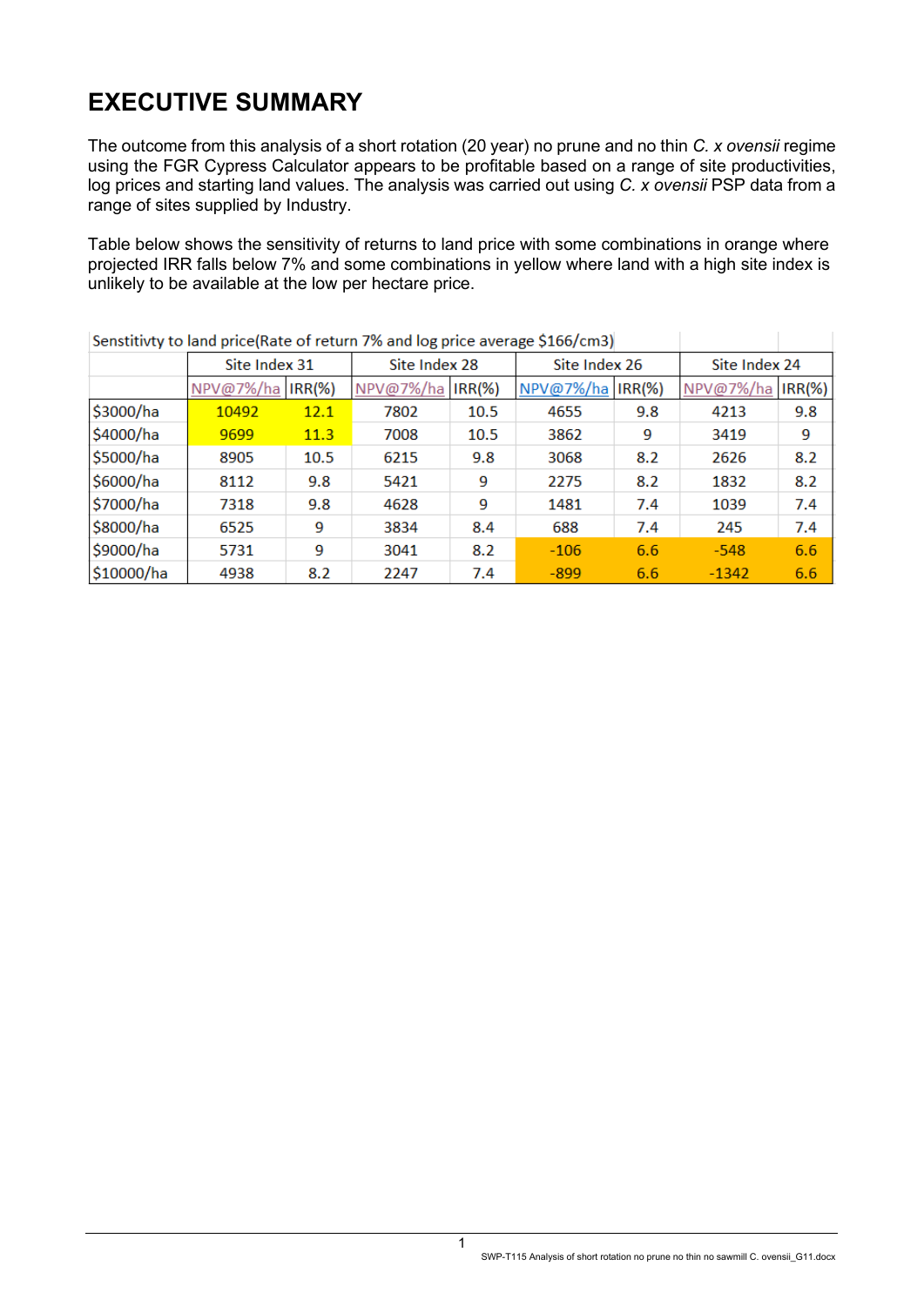# EXECUTIVE SUMMARY

The outcome from this analysis of a short rotation (20 year) no prune and no thin *C. x ovensii* regime using the FGR Cypress Calculator appears to be profitable based on a range of site productivities, log prices and starting land values. The analysis was carried out using *C. x ovensii* PSP data from a range of sites supplied by Industry.

Table below shows the sensitivity of returns to land price with some combinations in orange where projected IRR falls below 7% and some combinations in yellow where land with a high site index is unlikely to be available at the low per hectare price.

| Senstitivty to land price(Rate of return 7% and log price average $166/cm3) | | | | | | | | |
|---|---|---|---|---|---|---|---|---|
| | Site Index 31 | | Site Index 28 | | Site Index 26 | | Site Index 24 | |
| | NPV@7%/ha | IRR(%) | NPV@7%/ha | IRR(%) | NPV@7%/ha | IRR(%) | NPV@7%/ha | IRR(%) |
| $3000/ha | 10492 | 12.1 | 7802 | 10.5 | 4655 | 9.8 | 4213 | 9.8 |
| $4000/ha | 9699 | 11.3 | 7008 | 10.5 | 3862 | 9 | 3419 | 9 |
| $5000/ha | 8905 | 10.5 | 6215 | 9.8 | 3068 | 8.2 | 2626 | 8.2 |
| $6000/ha | 8112 | 9.8 | 5421 | 9 | 2275 | 8.2 | 1832 | 8.2 |
| $7000/ha | 7318 | 9.8 | 4628 | 9 | 1481 | 7.4 | 1039 | 7.4 |
| $8000/ha | 6525 | 9 | 3834 | 8.4 | 688 | 7.4 | 245 | 7.4 |
| $9000/ha | 5731 | 9 | 3041 | 8.2 | -106 | 6.6 | -548 | 6.6 |
| $10000/ha | 4938 | 8.2 | 2247 | 7.4 | -899 | 6.6 | -1342 | 6.6 |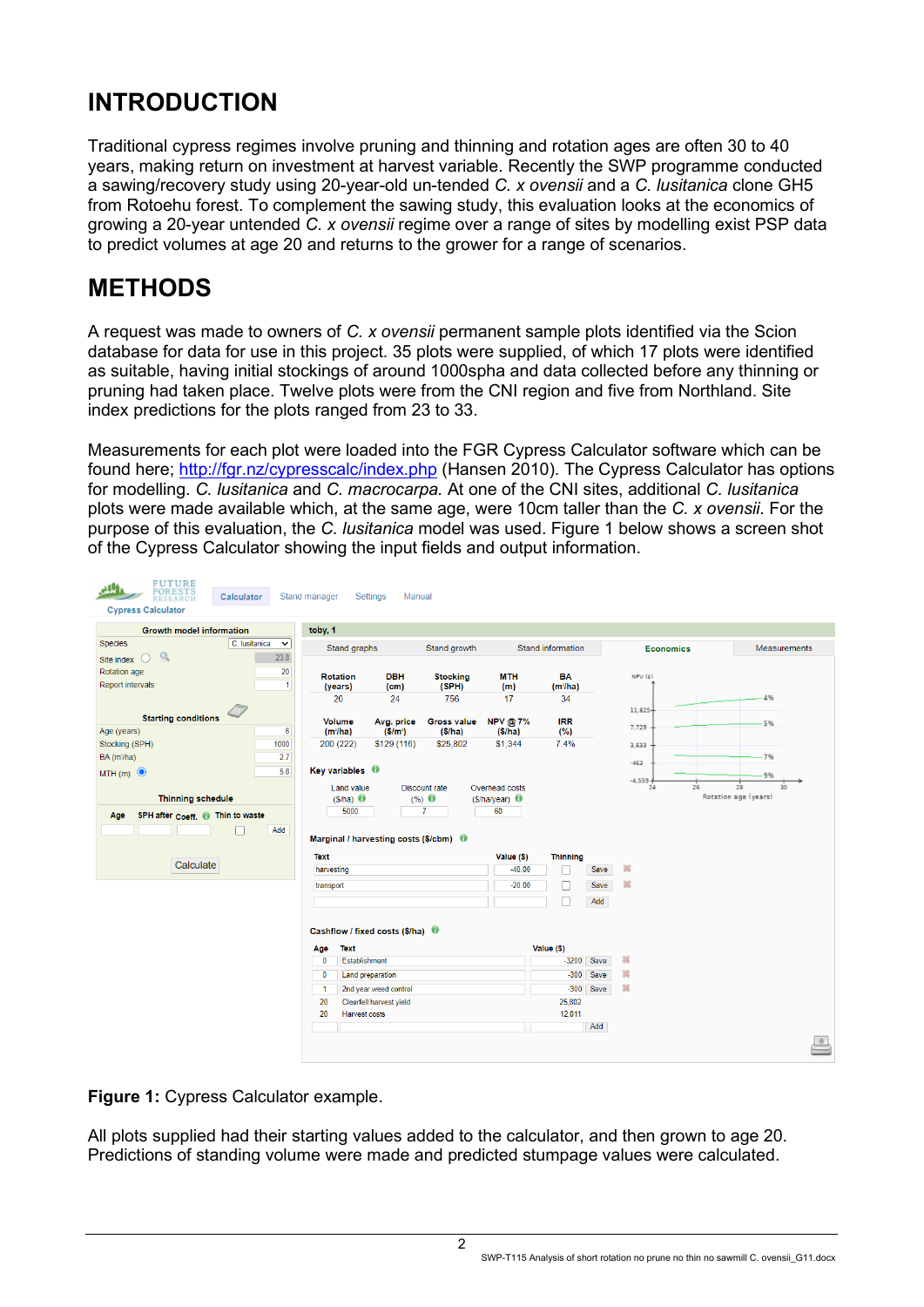# INTRODUCTION

Traditional cypress regimes involve pruning and thinning and rotation ages are often 30 to 40 years, making return on investment at harvest variable. Recently the SWP programme conducted a sawing/recovery study using 20-year-old un-tended *C. x ovensii* and a *C. lusitanica* clone GH5 from Rotoehu forest. To complement the sawing study, this evaluation looks at the economics of growing a 20-year untended *C. x ovensii* regime over a range of sites by modelling exist PSP data to predict volumes at age 20 and returns to the grower for a range of scenarios.

# METHODS

A request was made to owners of *C. x ovensii* permanent sample plots identified via the Scion database for data for use in this project. 35 plots were supplied, of which 17 plots were identified as suitable, having initial stockings of around 1000spha and data collected before any thinning or pruning had taken place. Twelve plots were from the CNI region and five from Northland. Site index predictions for the plots ranged from 23 to 33.

Measurements for each plot were loaded into the FGR Cypress Calculator software which can be found here; http://fgr.nz/cypresscalc/index.php (Hansen 2010). The Cypress Calculator has options for modelling. *C. lusitanica* and *C. macrocarpa.* At one of the CNI sites, additional *C. lusitanica* plots were made available which, at the same age, were 10cm taller than the *C. x ovensii*. For the purpose of this evaluation, the *C. lusitanica* model was used. Figure 1 below shows a screen shot of the Cypress Calculator showing the input fields and output information.

**Figure 1:** Cypress Calculator example.

All plots supplied had their starting values added to the calculator, and then grown to age 20. Predictions of standing volume were made and predicted stumpage values were calculated.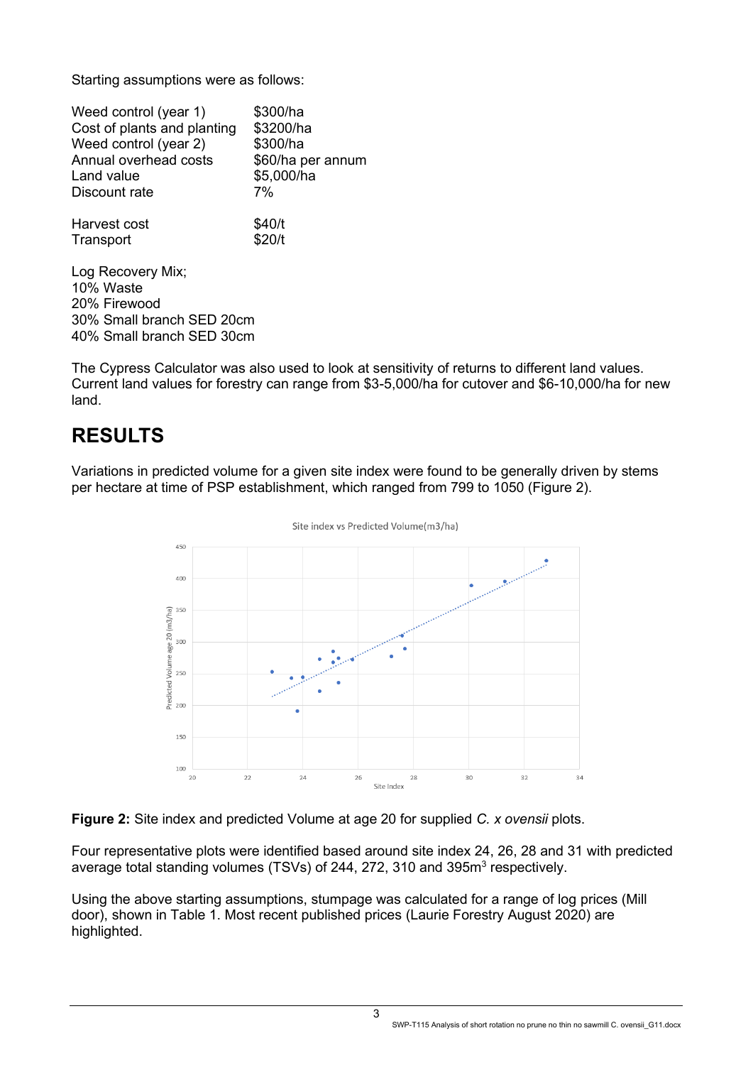Starting assumptions were as follows:

| | |
|---|---|
| Weed control (year 1) | $300/ha |
| Cost of plants and planting | $3200/ha |
| Weed control (year 2) | $300/ha |
| Annual overhead costs | $60/ha per annum |
| Land value | $5,000/ha |
| Discount rate | 7% |

| | |
|---|---|
| Harvest cost | $40/t |
| Transport | $20/t |

Log Recovery Mix;
10% Waste
20% Firewood
30% Small branch SED 20cm
40% Small branch SED 30cm

The Cypress Calculator was also used to look at sensitivity of returns to different land values. Current land values for forestry can range from $3-5,000/ha for cutover and $6-10,000/ha for new land.

# RESULTS

Variations in predicted volume for a given site index were found to be generally driven by stems per hectare at time of PSP establishment, which ranged from 799 to 1050 (Figure 2).

**Figure 2:** Site index and predicted Volume at age 20 for supplied *C. x ovensii* plots.

Four representative plots were identified based around site index 24, 26, 28 and 31 with predicted average total standing volumes (TSVs) of 244, 272, 310 and 395m$^3$ respectively.

Using the above starting assumptions, stumpage was calculated for a range of log prices (Mill door), shown in Table 1. Most recent published prices (Laurie Forestry August 2020) are highlighted.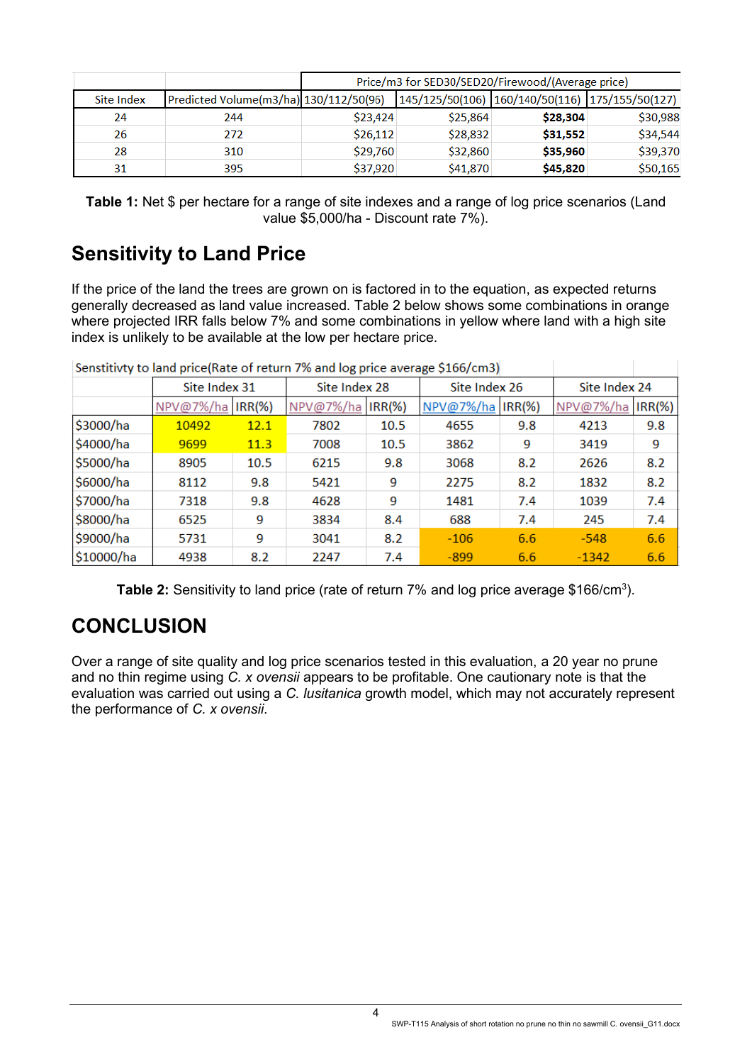| | | Price/m3 for SED30/SED20/Firewood/(Average price) | | | |
|---|---|---|---|---|---|
| Site Index | Predicted Volume(m3/ha) | 130/112/50(96) | 145/125/50(106) | 160/140/50(116) | 175/155/50(127) |
| 24 | 244 | $23,424 | $25,864 | **$28,304** | $30,988 |
| 26 | 272 | $26,112 | $28,832 | **$31,552** | $34,544 |
| 28 | 310 | $29,760 | $32,860 | **$35,960** | $39,370 |
| 31 | 395 | $37,920 | $41,870 | **$45,820** | $50,165 |

**Table 1:** Net $ per hectare for a range of site indexes and a range of log price scenarios (Land value $5,000/ha - Discount rate 7%).

## Sensitivity to Land Price

If the price of the land the trees are grown on is factored in to the equation, as expected returns generally decreased as land value increased. Table 2 below shows some combinations in orange where projected IRR falls below 7% and some combinations in yellow where land with a high site index is unlikely to be available at the low per hectare price.

| Senstitivty to land price(Rate of return 7% and log price average $166/cm3) | | | | | | | | |
|---|---|---|---|---|---|---|---|---|
| | Site Index 31 | | Site Index 28 | | Site Index 26 | | Site Index 24 | |
| | NPV@7%/ha | IRR(%) | NPV@7%/ha | IRR(%) | NPV@7%/ha | IRR(%) | NPV@7%/ha | IRR(%) |
| $3000/ha | 10492 | 12.1 | 7802 | 10.5 | 4655 | 9.8 | 4213 | 9.8 |
| $4000/ha | 9699 | 11.3 | 7008 | 10.5 | 3862 | 9 | 3419 | 9 |
| $5000/ha | 8905 | 10.5 | 6215 | 9.8 | 3068 | 8.2 | 2626 | 8.2 |
| $6000/ha | 8112 | 9.8 | 5421 | 9 | 2275 | 8.2 | 1832 | 8.2 |
| $7000/ha | 7318 | 9.8 | 4628 | 9 | 1481 | 7.4 | 1039 | 7.4 |
| $8000/ha | 6525 | 9 | 3834 | 8.4 | 688 | 7.4 | 245 | 7.4 |
| $9000/ha | 5731 | 9 | 3041 | 8.2 | -106 | 6.6 | -548 | 6.6 |
| $10000/ha | 4938 | 8.2 | 2247 | 7.4 | -899 | 6.6 | -1342 | 6.6 |

**Table 2:** Sensitivity to land price (rate of return 7% and log price average $166/cm$^3$).

## CONCLUSION

Over a range of site quality and log price scenarios tested in this evaluation, a 20 year no prune and no thin regime using *C. x ovensii* appears to be profitable. One cautionary note is that the evaluation was carried out using a *C. lusitanica* growth model, which may not accurately represent the performance of *C. x ovensii*.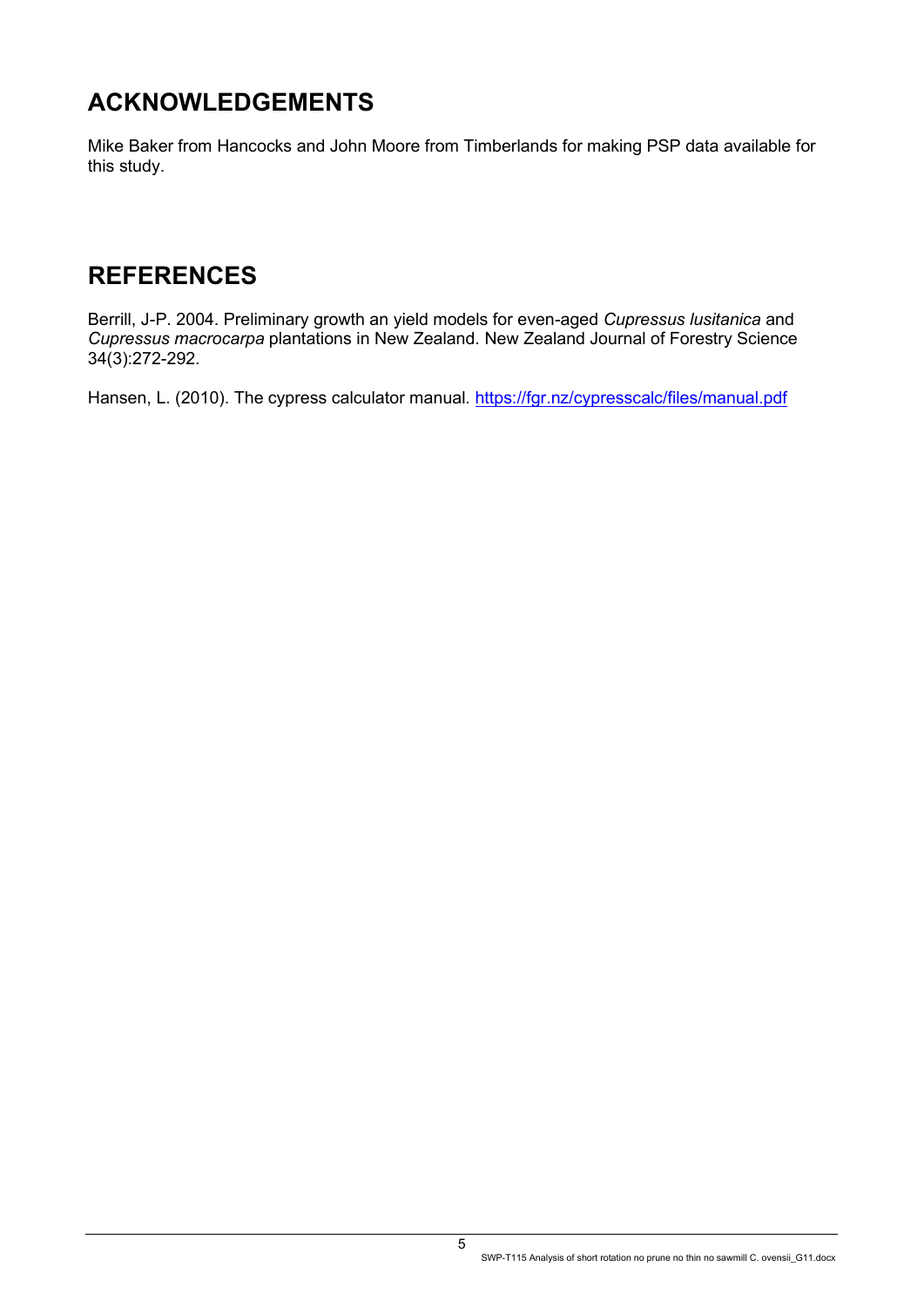## ACKNOWLEDGEMENTS

Mike Baker from Hancocks and John Moore from Timberlands for making PSP data available for this study.

## REFERENCES

Berrill, J-P. 2004. Preliminary growth an yield models for even-aged *Cupressus lusitanica* and *Cupressus macrocarpa* plantations in New Zealand. New Zealand Journal of Forestry Science 34(3):272-292.

Hansen, L. (2010). The cypress calculator manual. https://fgr.nz/cypresscalc/files/manual.pdf